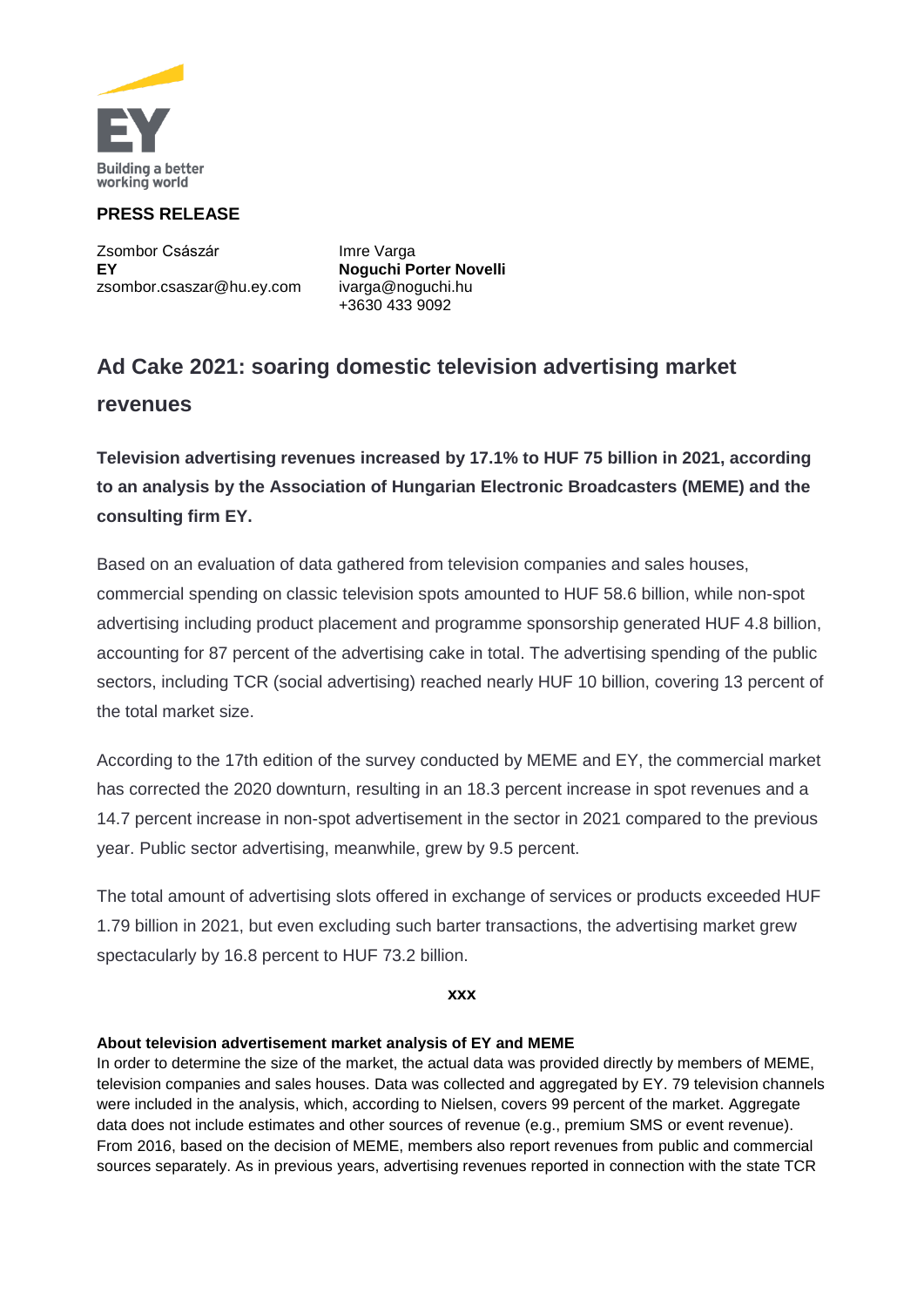Building a better working world

**PRESS RELEASE**

Zsombor Császár
**EY**
zsombor.csaszar@hu.ey.com

Imre Varga
**Noguchi Porter Novelli**
ivarga@noguchi.hu
+3630 433 9092

## Ad Cake 2021: soaring domestic television advertising market revenues

**Television advertising revenues increased by 17.1% to HUF 75 billion in 2021, according to an analysis by the Association of Hungarian Electronic Broadcasters (MEME) and the consulting firm EY.**

Based on an evaluation of data gathered from television companies and sales houses, commercial spending on classic television spots amounted to HUF 58.6 billion, while non-spot advertising including product placement and programme sponsorship generated HUF 4.8 billion, accounting for 87 percent of the advertising cake in total. The advertising spending of the public sectors, including TCR (social advertising) reached nearly HUF 10 billion, covering 13 percent of the total market size.

According to the 17th edition of the survey conducted by MEME and EY, the commercial market has corrected the 2020 downturn, resulting in an 18.3 percent increase in spot revenues and a 14.7 percent increase in non-spot advertisement in the sector in 2021 compared to the previous year. Public sector advertising, meanwhile, grew by 9.5 percent.

The total amount of advertising slots offered in exchange of services or products exceeded HUF 1.79 billion in 2021, but even excluding such barter transactions, the advertising market grew spectacularly by 16.8 percent to HUF 73.2 billion.

**xxx**

**About television advertisement market analysis of EY and MEME**

In order to determine the size of the market, the actual data was provided directly by members of MEME, television companies and sales houses. Data was collected and aggregated by EY. 79 television channels were included in the analysis, which, according to Nielsen, covers 99 percent of the market. Aggregate data does not include estimates and other sources of revenue (e.g., premium SMS or event revenue). From 2016, based on the decision of MEME, members also report revenues from public and commercial sources separately. As in previous years, advertising revenues reported in connection with the state TCR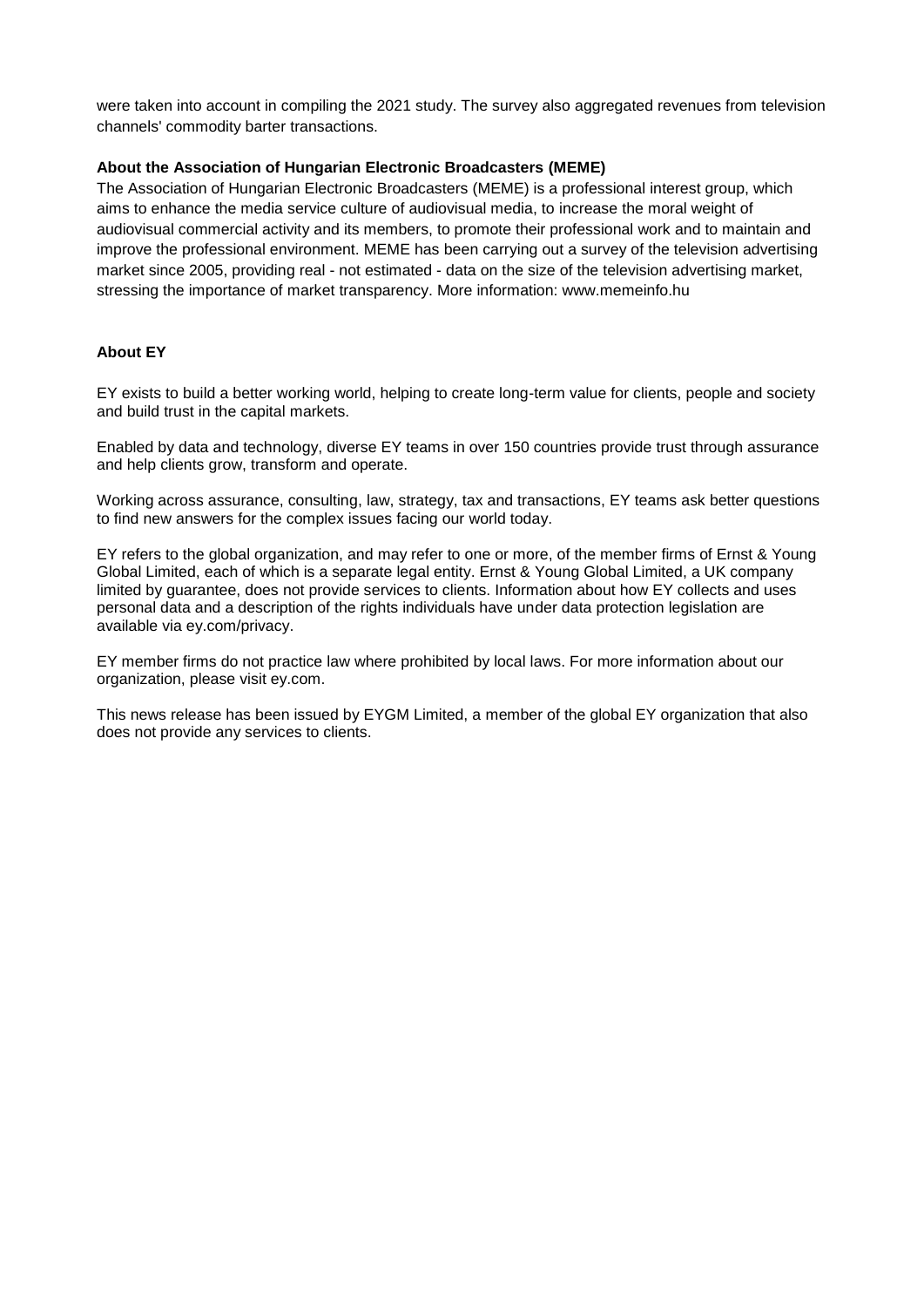were taken into account in compiling the 2021 study. The survey also aggregated revenues from television channels' commodity barter transactions.

**About the Association of Hungarian Electronic Broadcasters (MEME)**

The Association of Hungarian Electronic Broadcasters (MEME) is a professional interest group, which aims to enhance the media service culture of audiovisual media, to increase the moral weight of audiovisual commercial activity and its members, to promote their professional work and to maintain and improve the professional environment. MEME has been carrying out a survey of the television advertising market since 2005, providing real - not estimated - data on the size of the television advertising market, stressing the importance of market transparency. More information: www.memeinfo.hu

**About EY**

EY exists to build a better working world, helping to create long-term value for clients, people and society and build trust in the capital markets.

Enabled by data and technology, diverse EY teams in over 150 countries provide trust through assurance and help clients grow, transform and operate.

Working across assurance, consulting, law, strategy, tax and transactions, EY teams ask better questions to find new answers for the complex issues facing our world today.

EY refers to the global organization, and may refer to one or more, of the member firms of Ernst & Young Global Limited, each of which is a separate legal entity. Ernst & Young Global Limited, a UK company limited by guarantee, does not provide services to clients. Information about how EY collects and uses personal data and a description of the rights individuals have under data protection legislation are available via ey.com/privacy.

EY member firms do not practice law where prohibited by local laws. For more information about our organization, please visit ey.com.

This news release has been issued by EYGM Limited, a member of the global EY organization that also does not provide any services to clients.